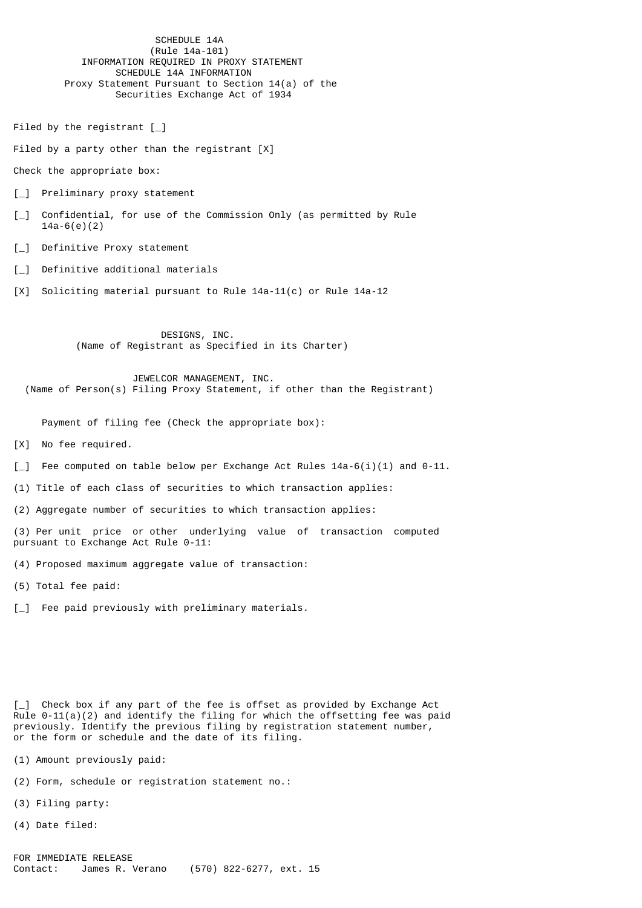# SCHEDULE 14A
(Rule 14a-101)

INFORMATION REQUIRED IN PROXY STATEMENT

SCHEDULE 14A INFORMATION

Proxy Statement Pursuant to Section 14(a) of the Securities Exchange Act of 1934

Filed by the registrant [_]

Filed by a party other than the registrant [X]

Check the appropriate box:

[_] Preliminary proxy statement

[_] Confidential, for use of the Commission Only (as permitted by Rule 14a-6(e)(2)

[_] Definitive Proxy statement

[_] Definitive additional materials

[X] Soliciting material pursuant to Rule 14a-11(c) or Rule 14a-12

DESIGNS, INC.
(Name of Registrant as Specified in its Charter)

JEWELCOR MANAGEMENT, INC.
(Name of Person(s) Filing Proxy Statement, if other than the Registrant)

Payment of filing fee (Check the appropriate box):

[X] No fee required.

[_] Fee computed on table below per Exchange Act Rules 14a-6(i)(1) and 0-11.

(1) Title of each class of securities to which transaction applies:

(2) Aggregate number of securities to which transaction applies:

(3) Per unit price or other underlying value of transaction computed pursuant to Exchange Act Rule 0-11:

(4) Proposed maximum aggregate value of transaction:

(5) Total fee paid:

[_] Fee paid previously with preliminary materials.

[_] Check box if any part of the fee is offset as provided by Exchange Act Rule 0-11(a)(2) and identify the filing for which the offsetting fee was paid previously. Identify the previous filing by registration statement number, or the form or schedule and the date of its filing.

(1) Amount previously paid:

(2) Form, schedule or registration statement no.:

(3) Filing party:

(4) Date filed:

FOR IMMEDIATE RELEASE
Contact: James R. Verano (570) 822-6277, ext. 15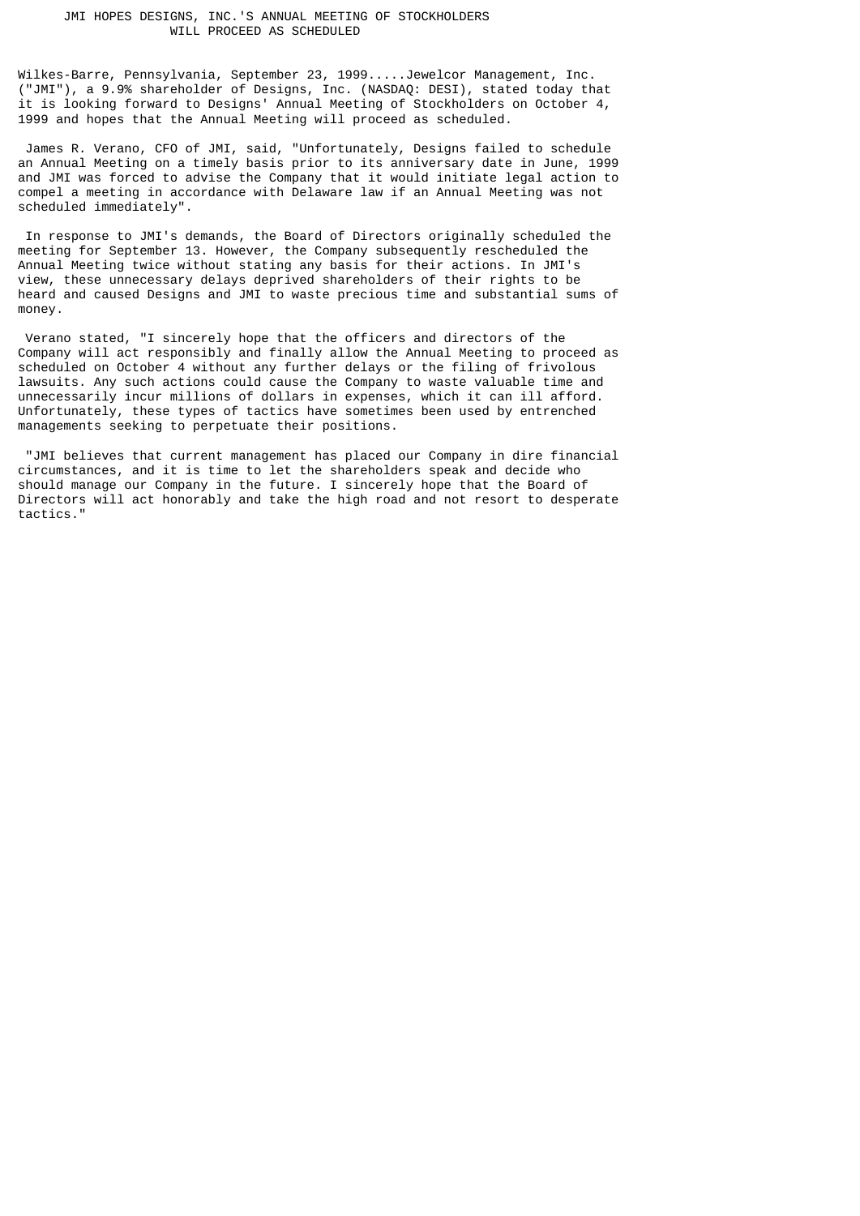# JMI HOPES DESIGNS, INC.'S ANNUAL MEETING OF STOCKHOLDERS WILL PROCEED AS SCHEDULED

Wilkes-Barre, Pennsylvania, September 23, 1999.....Jewelcor Management, Inc. ("JMI"), a 9.9% shareholder of Designs, Inc. (NASDAQ: DESI), stated today that it is looking forward to Designs' Annual Meeting of Stockholders on October 4, 1999 and hopes that the Annual Meeting will proceed as scheduled.

James R. Verano, CFO of JMI, said, "Unfortunately, Designs failed to schedule an Annual Meeting on a timely basis prior to its anniversary date in June, 1999 and JMI was forced to advise the Company that it would initiate legal action to compel a meeting in accordance with Delaware law if an Annual Meeting was not scheduled immediately".

In response to JMI's demands, the Board of Directors originally scheduled the meeting for September 13. However, the Company subsequently rescheduled the Annual Meeting twice without stating any basis for their actions. In JMI's view, these unnecessary delays deprived shareholders of their rights to be heard and caused Designs and JMI to waste precious time and substantial sums of money.

Verano stated, "I sincerely hope that the officers and directors of the Company will act responsibly and finally allow the Annual Meeting to proceed as scheduled on October 4 without any further delays or the filing of frivolous lawsuits. Any such actions could cause the Company to waste valuable time and unnecessarily incur millions of dollars in expenses, which it can ill afford. Unfortunately, these types of tactics have sometimes been used by entrenched managements seeking to perpetuate their positions.

"JMI believes that current management has placed our Company in dire financial circumstances, and it is time to let the shareholders speak and decide who should manage our Company in the future. I sincerely hope that the Board of Directors will act honorably and take the high road and not resort to desperate tactics."